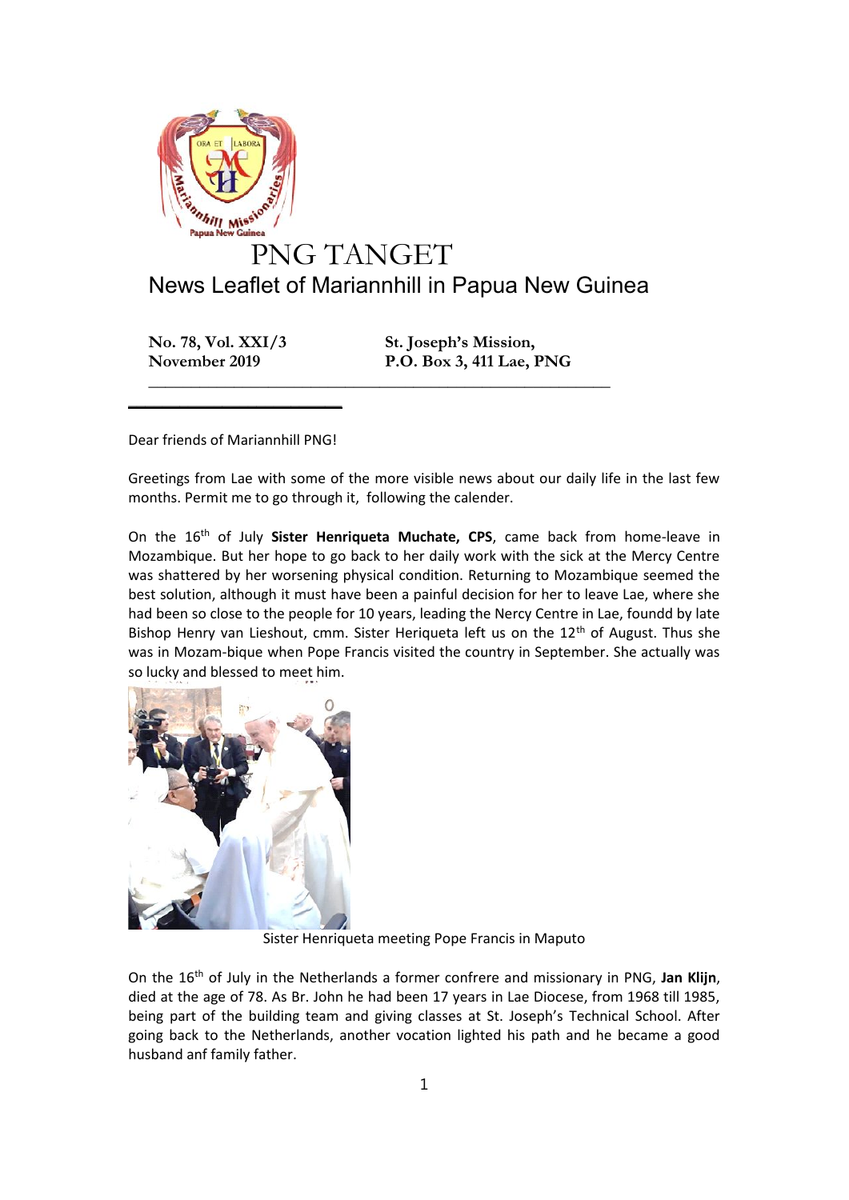# PNG TANGET

## News Leaflet of Mariannhill in Papua New Guinea

**No. 78, Vol. XXI/3**
**November 2019**

**St. Joseph's Mission,**
**P.O. Box 3, 411 Lae, PNG**

---

Dear friends of Mariannhill PNG!

Greetings from Lae with some of the more visible news about our daily life in the last few months. Permit me to go through it, following the calender.

On the 16th of July **Sister Henriqueta Muchate, CPS**, came back from home-leave in Mozambique. But her hope to go back to her daily work with the sick at the Mercy Centre was shattered by her worsening physical condition. Returning to Mozambique seemed the best solution, although it must have been a painful decision for her to leave Lae, where she had been so close to the people for 10 years, leading the Nercy Centre in Lae, foundd by late Bishop Henry van Lieshout, cmm. Sister Heriqueta left us on the 12th of August. Thus she was in Mozam-bique when Pope Francis visited the country in September. She actually was so lucky and blessed to meet him.

Sister Henriqueta meeting Pope Francis in Maputo

On the 16th of July in the Netherlands a former confrere and missionary in PNG, **Jan Klijn**, died at the age of 78. As Br. John he had been 17 years in Lae Diocese, from 1968 till 1985, being part of the building team and giving classes at St. Joseph's Technical School. After going back to the Netherlands, another vocation lighted his path and he became a good husband anf family father.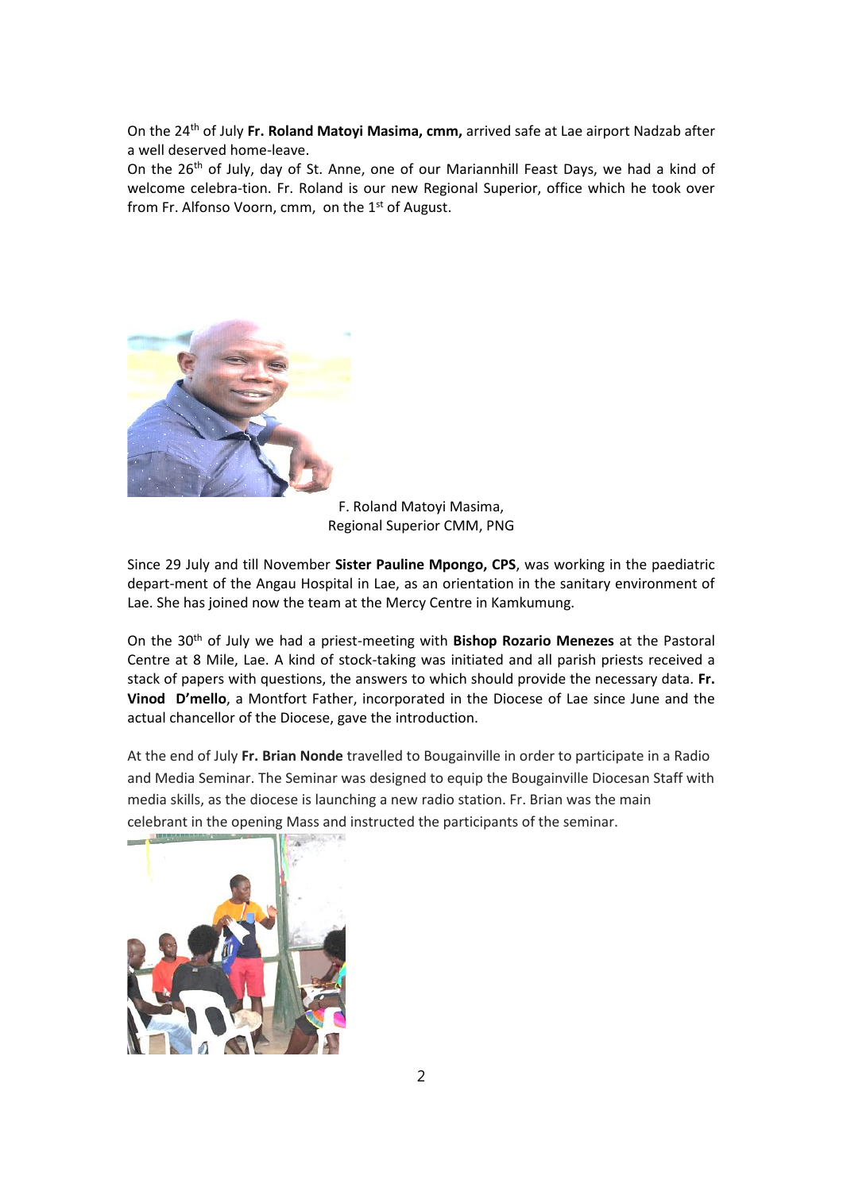On the 24th of July **Fr. Roland Matoyi Masima, cmm,** arrived safe at Lae airport Nadzab after a well deserved home-leave.
On the 26th of July, day of St. Anne, one of our Mariannhill Feast Days, we had a kind of welcome celebra-tion. Fr. Roland is our new Regional Superior, office which he took over from Fr. Alfonso Voorn, cmm, on the 1st of August.

F. Roland Matoyi Masima,
Regional Superior CMM, PNG

Since 29 July and till November **Sister Pauline Mpongo, CPS**, was working in the paediatric depart-ment of the Angau Hospital in Lae, as an orientation in the sanitary environment of Lae. She has joined now the team at the Mercy Centre in Kamkumung.

On the 30th of July we had a priest-meeting with **Bishop Rozario Menezes** at the Pastoral Centre at 8 Mile, Lae. A kind of stock-taking was initiated and all parish priests received a stack of papers with questions, the answers to which should provide the necessary data. **Fr. Vinod D'mello**, a Montfort Father, incorporated in the Diocese of Lae since June and the actual chancellor of the Diocese, gave the introduction.

At the end of July **Fr. Brian Nonde** travelled to Bougainville in order to participate in a Radio and Media Seminar. The Seminar was designed to equip the Bougainville Diocesan Staff with media skills, as the diocese is launching a new radio station. Fr. Brian was the main celebrant in the opening Mass and instructed the participants of the seminar.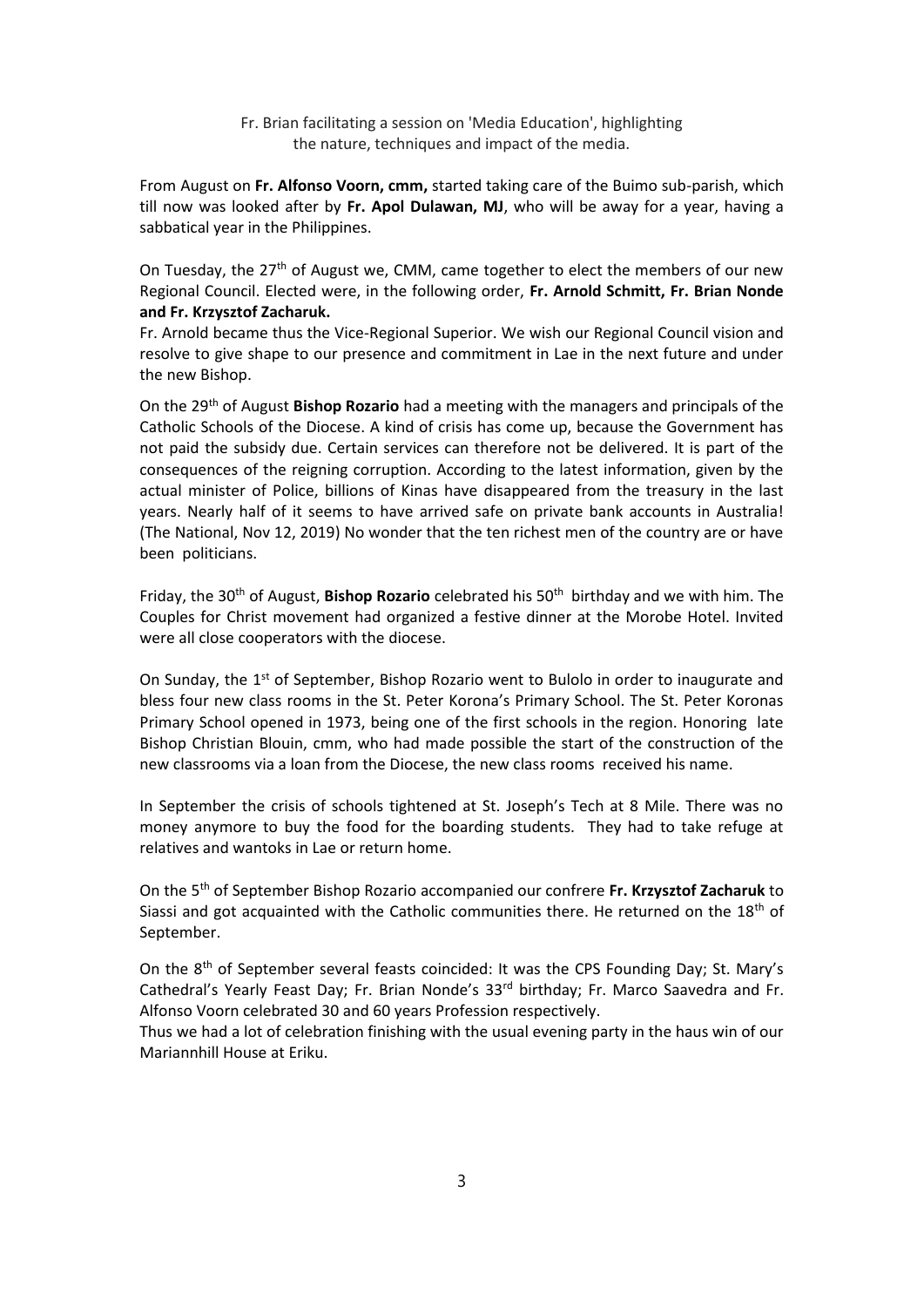Fr. Brian facilitating a session on 'Media Education', highlighting the nature, techniques and impact of the media.

From August on **Fr. Alfonso Voorn, cmm,** started taking care of the Buimo sub-parish, which till now was looked after by **Fr. Apol Dulawan, MJ**, who will be away for a year, having a sabbatical year in the Philippines.

On Tuesday, the 27th of August we, CMM, came together to elect the members of our new Regional Council. Elected were, in the following order, **Fr. Arnold Schmitt, Fr. Brian Nonde and Fr. Krzysztof Zacharuk.**

Fr. Arnold became thus the Vice-Regional Superior. We wish our Regional Council vision and resolve to give shape to our presence and commitment in Lae in the next future and under the new Bishop.

On the 29th of August **Bishop Rozario** had a meeting with the managers and principals of the Catholic Schools of the Diocese. A kind of crisis has come up, because the Government has not paid the subsidy due. Certain services can therefore not be delivered. It is part of the consequences of the reigning corruption. According to the latest information, given by the actual minister of Police, billions of Kinas have disappeared from the treasury in the last years. Nearly half of it seems to have arrived safe on private bank accounts in Australia! (The National, Nov 12, 2019) No wonder that the ten richest men of the country are or have been politicians.

Friday, the 30th of August, **Bishop Rozario** celebrated his 50th birthday and we with him. The Couples for Christ movement had organized a festive dinner at the Morobe Hotel. Invited were all close cooperators with the diocese.

On Sunday, the 1st of September, Bishop Rozario went to Bulolo in order to inaugurate and bless four new class rooms in the St. Peter Korona's Primary School. The St. Peter Koronas Primary School opened in 1973, being one of the first schools in the region. Honoring late Bishop Christian Blouin, cmm, who had made possible the start of the construction of the new classrooms via a loan from the Diocese, the new class rooms received his name.

In September the crisis of schools tightened at St. Joseph's Tech at 8 Mile. There was no money anymore to buy the food for the boarding students. They had to take refuge at relatives and wantoks in Lae or return home.

On the 5th of September Bishop Rozario accompanied our confrere **Fr. Krzysztof Zacharuk** to Siassi and got acquainted with the Catholic communities there. He returned on the 18th of September.

On the 8th of September several feasts coincided: It was the CPS Founding Day; St. Mary's Cathedral's Yearly Feast Day; Fr. Brian Nonde's 33rd birthday; Fr. Marco Saavedra and Fr. Alfonso Voorn celebrated 30 and 60 years Profession respectively.

Thus we had a lot of celebration finishing with the usual evening party in the haus win of our Mariannhill House at Eriku.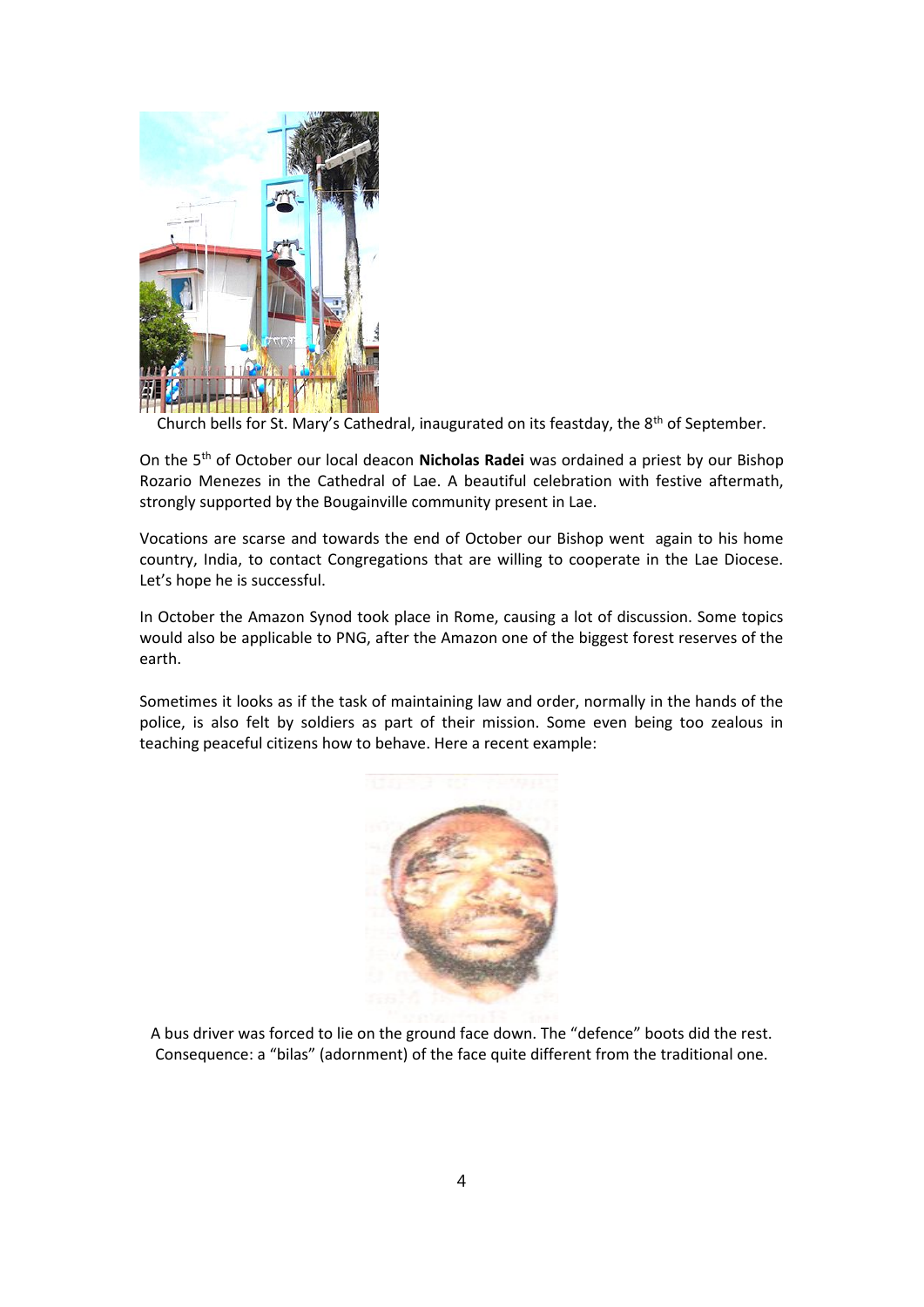Church bells for St. Mary's Cathedral, inaugurated on its feastday, the 8th of September.

On the 5th of October our local deacon **Nicholas Radei** was ordained a priest by our Bishop Rozario Menezes in the Cathedral of Lae. A beautiful celebration with festive aftermath, strongly supported by the Bougainville community present in Lae.

Vocations are scarse and towards the end of October our Bishop went again to his home country, India, to contact Congregations that are willing to cooperate in the Lae Diocese. Let's hope he is successful.

In October the Amazon Synod took place in Rome, causing a lot of discussion. Some topics would also be applicable to PNG, after the Amazon one of the biggest forest reserves of the earth.

Sometimes it looks as if the task of maintaining law and order, normally in the hands of the police, is also felt by soldiers as part of their mission. Some even being too zealous in teaching peaceful citizens how to behave. Here a recent example:

A bus driver was forced to lie on the ground face down. The "defence" boots did the rest. Consequence: a "bilas" (adornment) of the face quite different from the traditional one.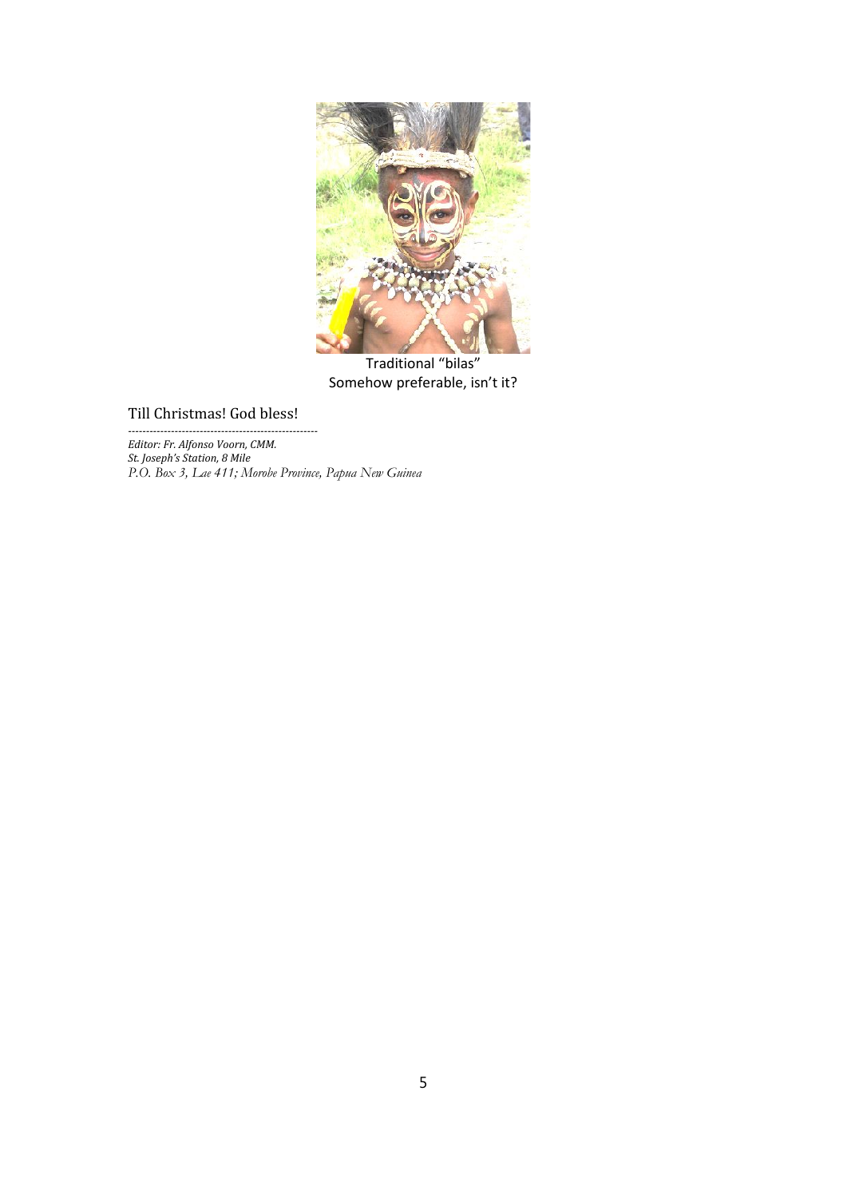Traditional "bilas"
Somehow preferable, isn't it?

Till Christmas! God bless!

-----------------------------------------------------

*Editor: Fr. Alfonso Voorn, CMM.*
*St. Joseph's Station, 8 Mile*
*P.O. Box 3, Lae 411; Morobe Province, Papua New Guinea*